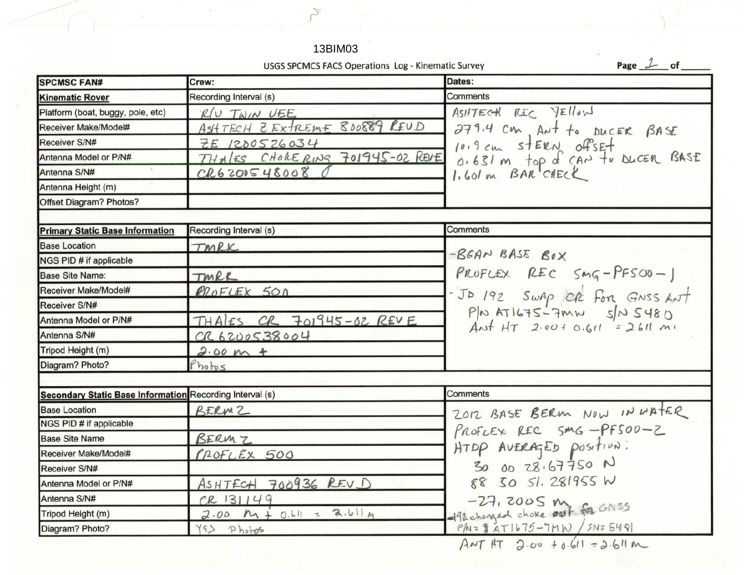13BIM03

USGS SPCMCS FACS Operations Log - Kinematic Survey

Page 1 of ___

| SPCMSC FAN# | Crew: | Dates: |
|---|---|---|
| **Kinematic Rover** | Recording Interval (s) | Comments |
| Platform (boat, buggy, pole, etc) | R/V TWIN VEE | ASHTECH REC YELLOW<br>279.4 cm Ant to DUCER BASE<br>10.9 cm STERN offset<br>0.631 m top of CAN to DUCER BASE<br>1.601 m BAR CHECK |
| Receiver Make/Model# | ASHTECH Z EXTREME 800889 REV D | |
| Receiver S/N# | ZE 1200526034 | |
| Antenna Model or P/N# | THALES CHOKE RING 701945-02 REV E | |
| Antenna S/N# | CR6200548008 | |
| Antenna Height (m) | | |
| Offset Diagram? Photos? | | |

| Primary Static Base Information | Recording Interval (s) | Comments |
|---|---|---|
| Base Location | TMRK | -BGAN BASE BOX<br>PROFLEX REC SMG-PF500-1<br>-JD 192 SWAP CR for GNSS Ant<br>P/N AT1675-7MW S/N 5480<br>Ant HT 2.00 + 0.611 = 2.611 m |
| NGS PID # if applicable | | |
| Base Site Name: | TMRK | |
| Receiver Make/Model# | PROFLEX 500 | |
| Receiver S/N# | | |
| Antenna Model or P/N# | THALES CR 701945-02 REV E | |
| Antenna S/N# | CR 6200538004 | |
| Tripod Height (m) | 2.00 m + | |
| Diagram? Photo? | Photos | |

| Secondary Static Base Information | Recording Interval (s) | Comments |
|---|---|---|
| Base Location | BERM 2 | 2012 BASE BERM NOW IN WATER<br>PROFLEX REC SMG-PF500-2<br>HTDP AVERAGED position:<br>30 00 28.67750 N<br>88 30 51.281955 W<br>-27.2005 m<br>192 changed choke out for GNSS<br>P/N = AT1675-7MW / SN = 5481<br>ANT HT 2.00 + 0.611 = 2.611 m |
| NGS PID # if applicable | | |
| Base Site Name | BERM 2 | |
| Receiver Make/Model# | PROFLEX 500 | |
| Receiver S/N# | | |
| Antenna Model or P/N# | ASHTECH 700936 REV D | |
| Antenna S/N# | CR 13149 | |
| Tripod Height (m) | 2.00 m + 0.611 = 2.611 m | |
| Diagram? Photo? | YES Photos | |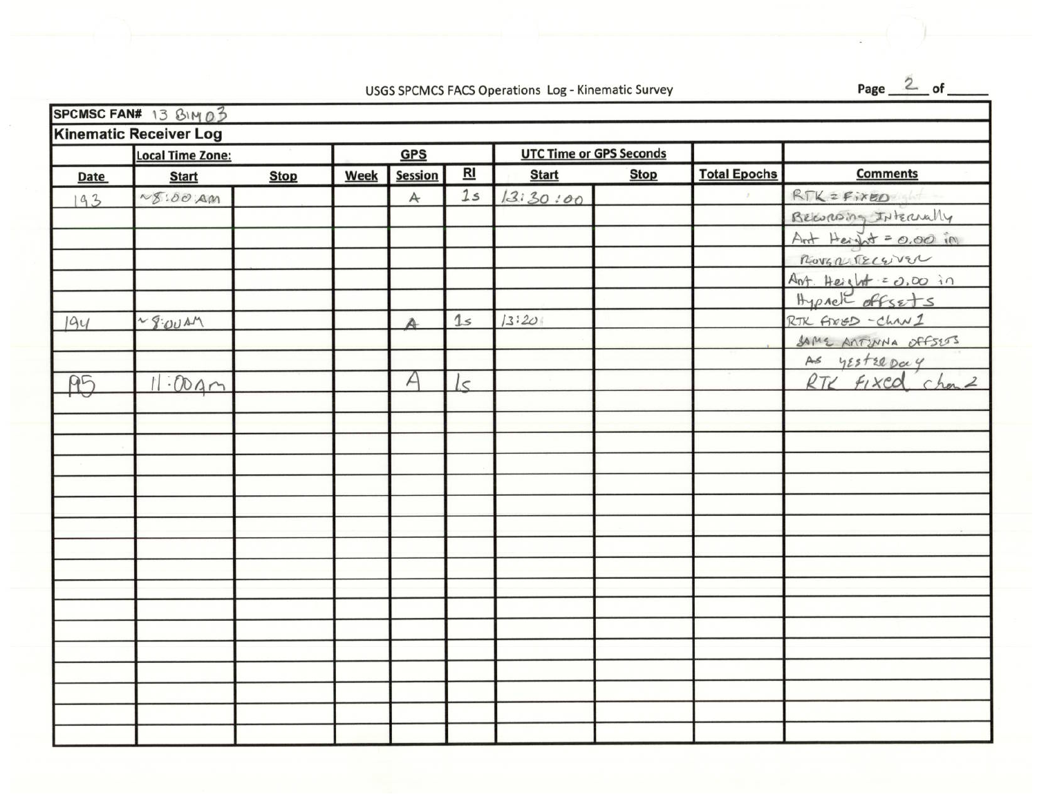USGS SPCMCS FACS Operations Log - Kinematic Survey

SPCMSC FAN# 13 BIM03

## Kinematic Receiver Log

| | Local Time Zone: | | GPS | | | UTC Time or GPS Seconds | | | |
|---|---|---|---|---|---|---|---|---|---|
| Date | Start | Stop | Week | Session | RI | Start | Stop | Total Epochs | Comments |
| 193 | ~8:00 AM | | | A | 1s | 13:30:00 | | | RTK = FIXED |
| | | | | | | | | | Recording Internally |
| | | | | | | | | | Ant Height = 0.00 in |
| | | | | | | | | | Rover Receiver |
| | | | | | | | | | Ant. Height = 0.00 in |
| | | | | | | | | | Hypack offsets |
| 194 | ~8:00AM | | | A | 1s | 13:20 | | | RTK FIXED - Chan 1 |
| | | | | | | | | | SAME ANTENNA OFFSETS |
| | | | | | | | | | AS YESTERDAY |
| 195 | 11:00Am | | | A | 1s | | | | RTK Fixed chan 2 |